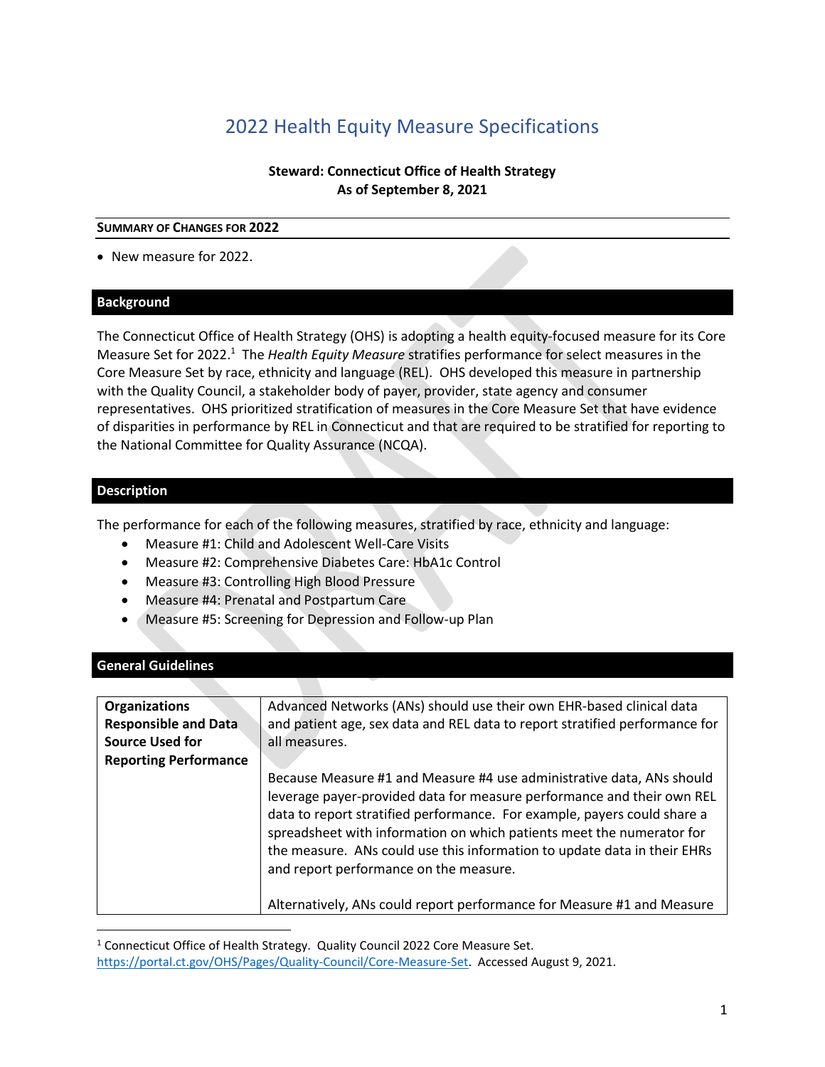# 2022 Health Equity Measure Specifications

**Steward: Connecticut Office of Health Strategy**
**As of September 8, 2021**

**SUMMARY OF CHANGES FOR 2022**

- New measure for 2022.

## Background

The Connecticut Office of Health Strategy (OHS) is adopting a health equity-focused measure for its Core Measure Set for 2022.[1] The *Health Equity Measure* stratifies performance for select measures in the Core Measure Set by race, ethnicity and language (REL). OHS developed this measure in partnership with the Quality Council, a stakeholder body of payer, provider, state agency and consumer representatives. OHS prioritized stratification of measures in the Core Measure Set that have evidence of disparities in performance by REL in Connecticut and that are required to be stratified for reporting to the National Committee for Quality Assurance (NCQA).

## Description

The performance for each of the following measures, stratified by race, ethnicity and language:

- Measure #1: Child and Adolescent Well-Care Visits
- Measure #2: Comprehensive Diabetes Care: HbA1c Control
- Measure #3: Controlling High Blood Pressure
- Measure #4: Prenatal and Postpartum Care
- Measure #5: Screening for Depression and Follow-up Plan

## General Guidelines

| | |
|---|---|
| **Organizations Responsible and Data Source Used for Reporting Performance** | Advanced Networks (ANs) should use their own EHR-based clinical data and patient age, sex data and REL data to report stratified performance for all measures.<br><br>Because Measure #1 and Measure #4 use administrative data, ANs should leverage payer-provided data for measure performance and their own REL data to report stratified performance. For example, payers could share a spreadsheet with information on which patients meet the numerator for the measure. ANs could use this information to update data in their EHRs and report performance on the measure.<br><br>Alternatively, ANs could report performance for Measure #1 and Measure |

[1] Connecticut Office of Health Strategy. Quality Council 2022 Core Measure Set. https://portal.ct.gov/OHS/Pages/Quality-Council/Core-Measure-Set. Accessed August 9, 2021.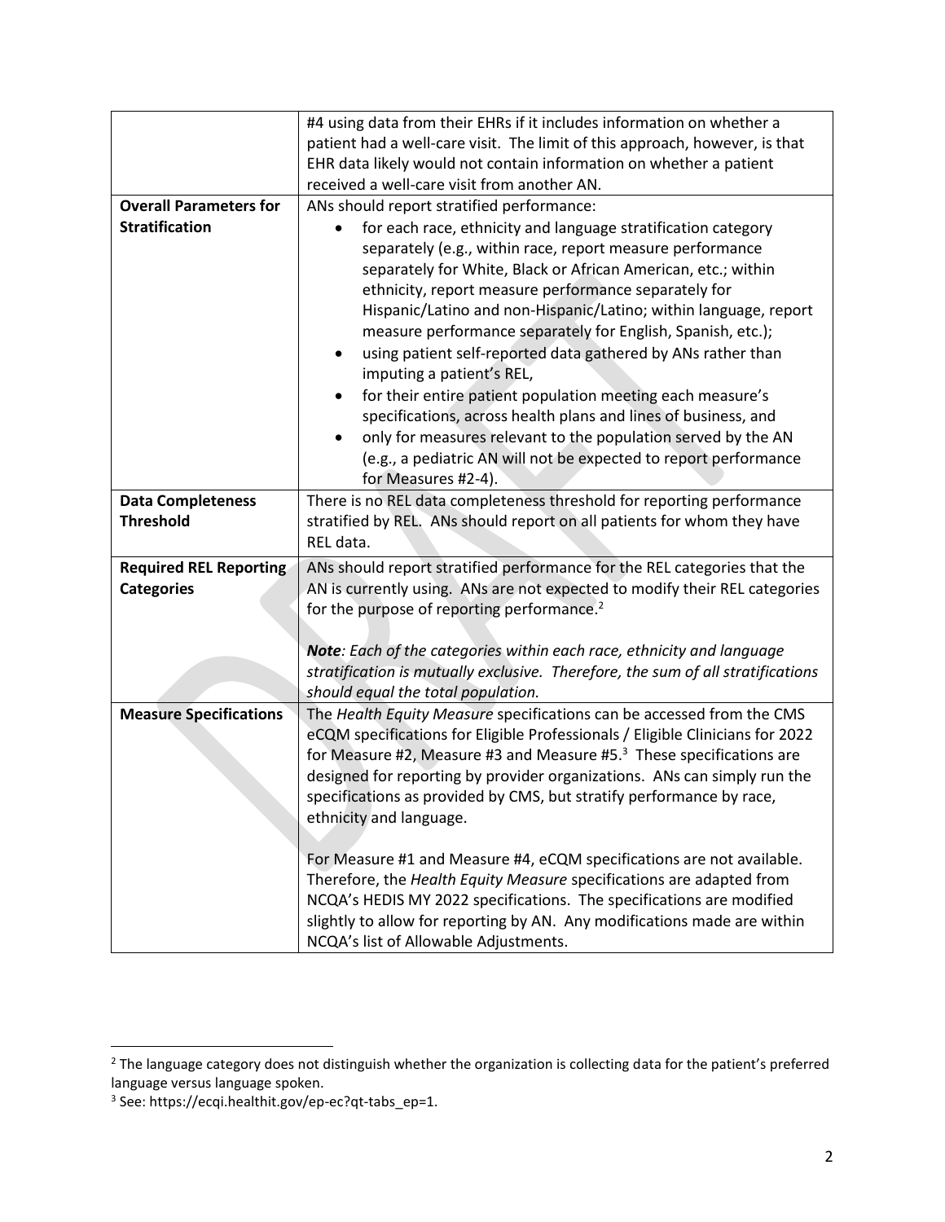| | |
|---|---|
| | #4 using data from their EHRs if it includes information on whether a patient had a well-care visit. The limit of this approach, however, is that EHR data likely would not contain information on whether a patient received a well-care visit from another AN. |
| **Overall Parameters for Stratification** | ANs should report stratified performance:<br>• for each race, ethnicity and language stratification category separately (e.g., within race, report measure performance separately for White, Black or African American, etc.; within ethnicity, report measure performance separately for Hispanic/Latino and non-Hispanic/Latino; within language, report measure performance separately for English, Spanish, etc.);<br>• using patient self-reported data gathered by ANs rather than imputing a patient's REL,<br>• for their entire patient population meeting each measure's specifications, across health plans and lines of business, and<br>• only for measures relevant to the population served by the AN (e.g., a pediatric AN will not be expected to report performance for Measures #2-4). |
| **Data Completeness Threshold** | There is no REL data completeness threshold for reporting performance stratified by REL. ANs should report on all patients for whom they have REL data. |
| **Required REL Reporting Categories** | ANs should report stratified performance for the REL categories that the AN is currently using. ANs are not expected to modify their REL categories for the purpose of reporting performance.[2]<br><br>***Note****: Each of the categories within each race, ethnicity and language stratification is mutually exclusive. Therefore, the sum of all stratifications should equal the total population.* |
| **Measure Specifications** | The *Health Equity Measure* specifications can be accessed from the CMS eCQM specifications for Eligible Professionals / Eligible Clinicians for 2022 for Measure #2, Measure #3 and Measure #5.[3] These specifications are designed for reporting by provider organizations. ANs can simply run the specifications as provided by CMS, but stratify performance by race, ethnicity and language.<br><br>For Measure #1 and Measure #4, eCQM specifications are not available. Therefore, the *Health Equity Measure* specifications are adapted from NCQA's HEDIS MY 2022 specifications. The specifications are modified slightly to allow for reporting by AN. Any modifications made are within NCQA's list of Allowable Adjustments. |

[2] The language category does not distinguish whether the organization is collecting data for the patient's preferred language versus language spoken.

[3] See: https://ecqi.healthit.gov/ep-ec?qt-tabs_ep=1.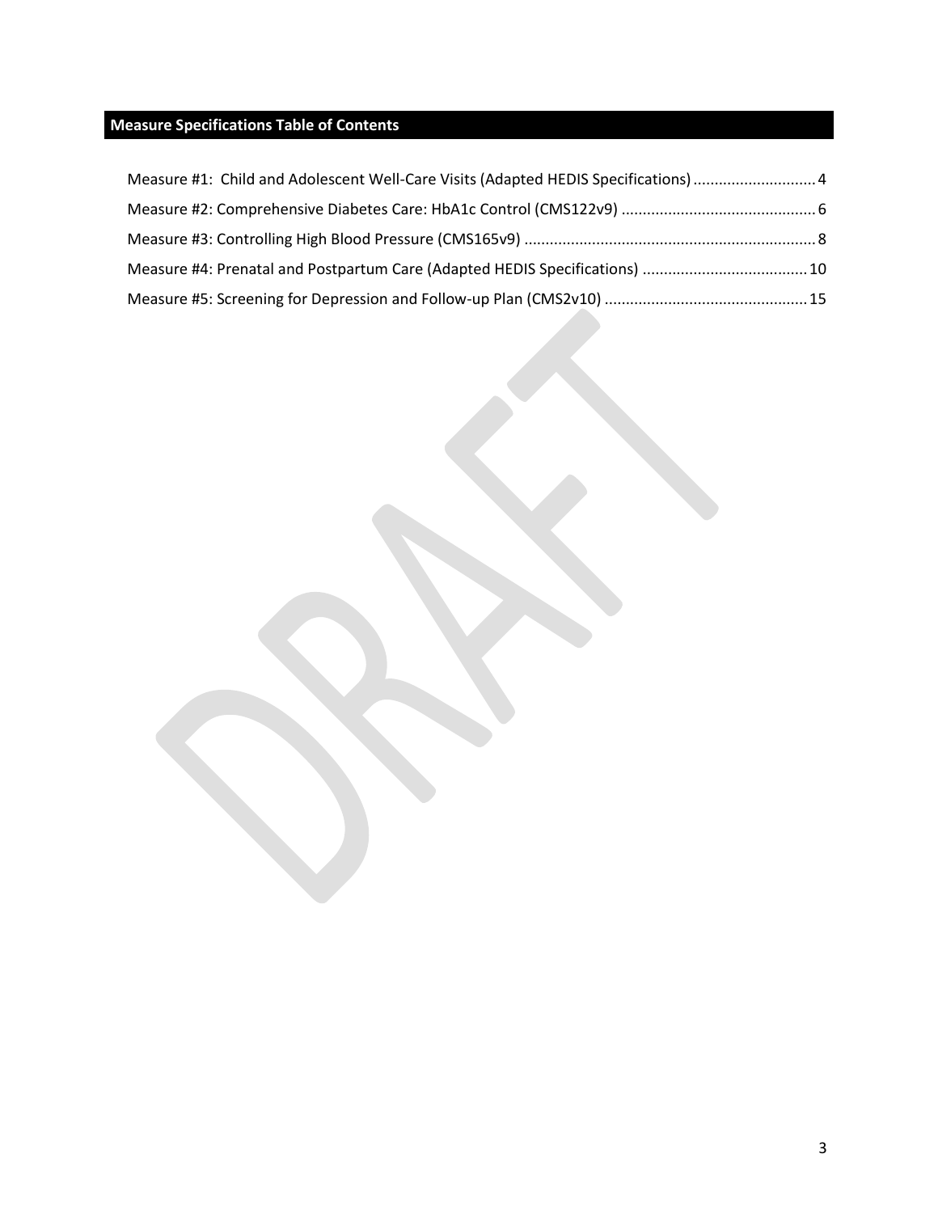## Measure Specifications Table of Contents

Measure #1: Child and Adolescent Well-Care Visits (Adapted HEDIS Specifications) ............................ 4

Measure #2: Comprehensive Diabetes Care: HbA1c Control (CMS122v9) ............................................. 6

Measure #3: Controlling High Blood Pressure (CMS165v9) .................................................................... 8

Measure #4: Prenatal and Postpartum Care (Adapted HEDIS Specifications) ...................................... 10

Measure #5: Screening for Depression and Follow-up Plan (CMS2v10) ............................................... 15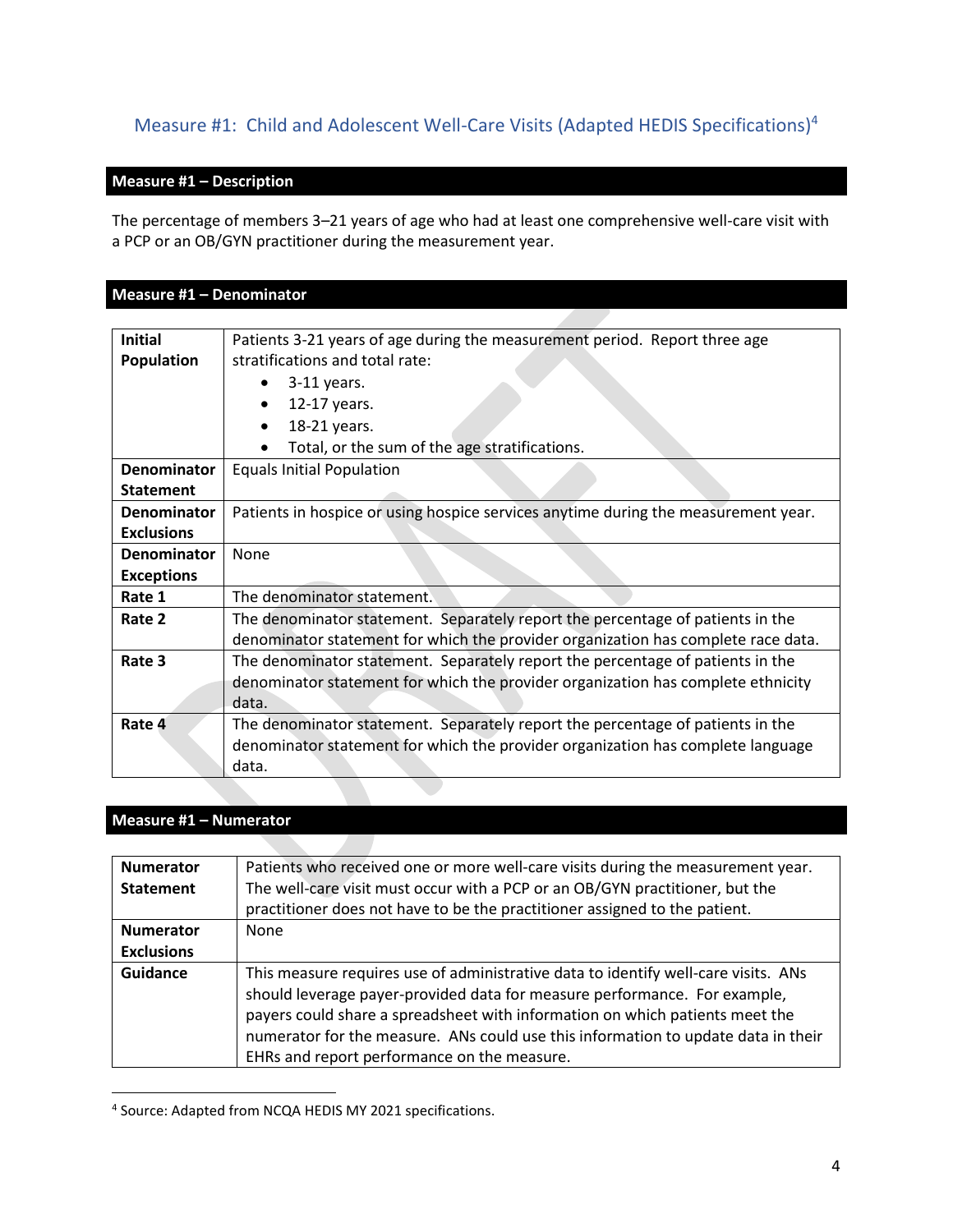## Measure #1: Child and Adolescent Well-Care Visits (Adapted HEDIS Specifications)[4]

### Measure #1 – Description

The percentage of members 3–21 years of age who had at least one comprehensive well-care visit with a PCP or an OB/GYN practitioner during the measurement year.

### Measure #1 – Denominator

| | |
|---|---|
| **Initial Population** | Patients 3-21 years of age during the measurement period. Report three age stratifications and total rate:<br>• 3-11 years.<br>• 12-17 years.<br>• 18-21 years.<br>• Total, or the sum of the age stratifications. |
| **Denominator Statement** | Equals Initial Population |
| **Denominator Exclusions** | Patients in hospice or using hospice services anytime during the measurement year. |
| **Denominator Exceptions** | None |
| **Rate 1** | The denominator statement. |
| **Rate 2** | The denominator statement. Separately report the percentage of patients in the denominator statement for which the provider organization has complete race data. |
| **Rate 3** | The denominator statement. Separately report the percentage of patients in the denominator statement for which the provider organization has complete ethnicity data. |
| **Rate 4** | The denominator statement. Separately report the percentage of patients in the denominator statement for which the provider organization has complete language data. |

### Measure #1 – Numerator

| | |
|---|---|
| **Numerator Statement** | Patients who received one or more well-care visits during the measurement year. The well-care visit must occur with a PCP or an OB/GYN practitioner, but the practitioner does not have to be the practitioner assigned to the patient. |
| **Numerator Exclusions** | None |
| **Guidance** | This measure requires use of administrative data to identify well-care visits. ANs should leverage payer-provided data for measure performance. For example, payers could share a spreadsheet with information on which patients meet the numerator for the measure. ANs could use this information to update data in their EHRs and report performance on the measure. |

[4] Source: Adapted from NCQA HEDIS MY 2021 specifications.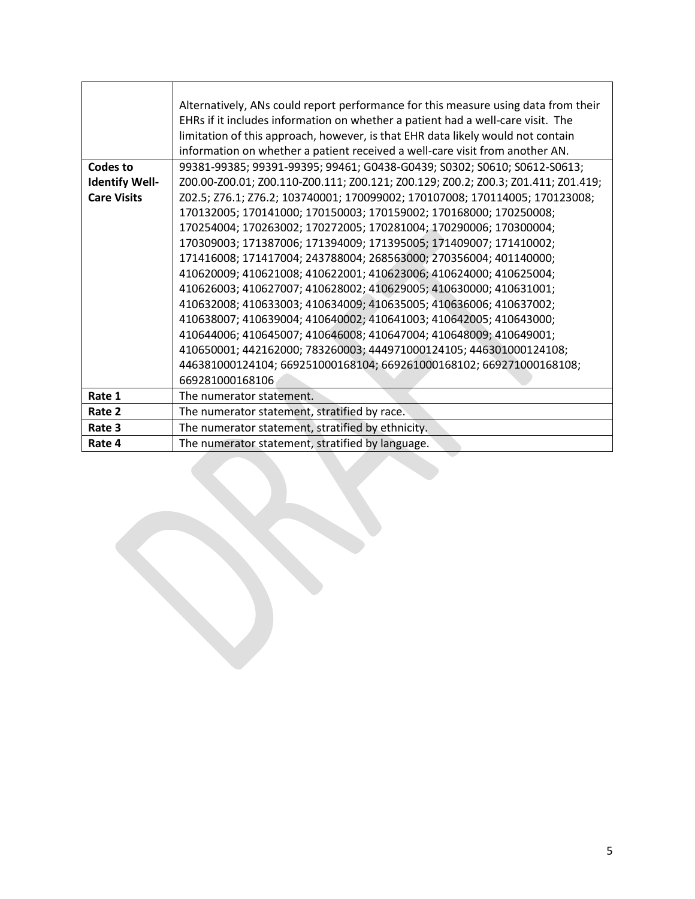| | |
|---|---|
| | Alternatively, ANs could report performance for this measure using data from their EHRs if it includes information on whether a patient had a well-care visit. The limitation of this approach, however, is that EHR data likely would not contain information on whether a patient received a well-care visit from another AN. |
| **Codes to Identify Well-Care Visits** | 99381-99385; 99391-99395; 99461; G0438-G0439; S0302; S0610; S0612-S0613; Z00.00-Z00.01; Z00.110-Z00.111; Z00.121; Z00.129; Z00.2; Z00.3; Z01.411; Z01.419; Z02.5; Z76.1; Z76.2; 103740001; 170099002; 170107008; 170114005; 170123008; 170132005; 170141000; 170150003; 170159002; 170168000; 170250008; 170254004; 170263002; 170272005; 170281004; 170290006; 170300004; 170309003; 171387006; 171394009; 171395005; 171409007; 171410002; 171416008; 171417004; 243788004; 268563000; 270356004; 401140000; 410620009; 410621008; 410622001; 410623006; 410624000; 410625004; 410626003; 410627007; 410628002; 410629005; 410630000; 410631001; 410632008; 410633003; 410634009; 410635005; 410636006; 410637002; 410638007; 410639004; 410640002; 410641003; 410642005; 410643000; 410644006; 410645007; 410646008; 410647004; 410648009; 410649001; 410650001; 442162000; 783260003; 444971000124105; 446301000124108; 446381000124104; 669251000168104; 669261000168102; 669271000168108; 669281000168106 |
| **Rate 1** | The numerator statement. |
| **Rate 2** | The numerator statement, stratified by race. |
| **Rate 3** | The numerator statement, stratified by ethnicity. |
| **Rate 4** | The numerator statement, stratified by language. |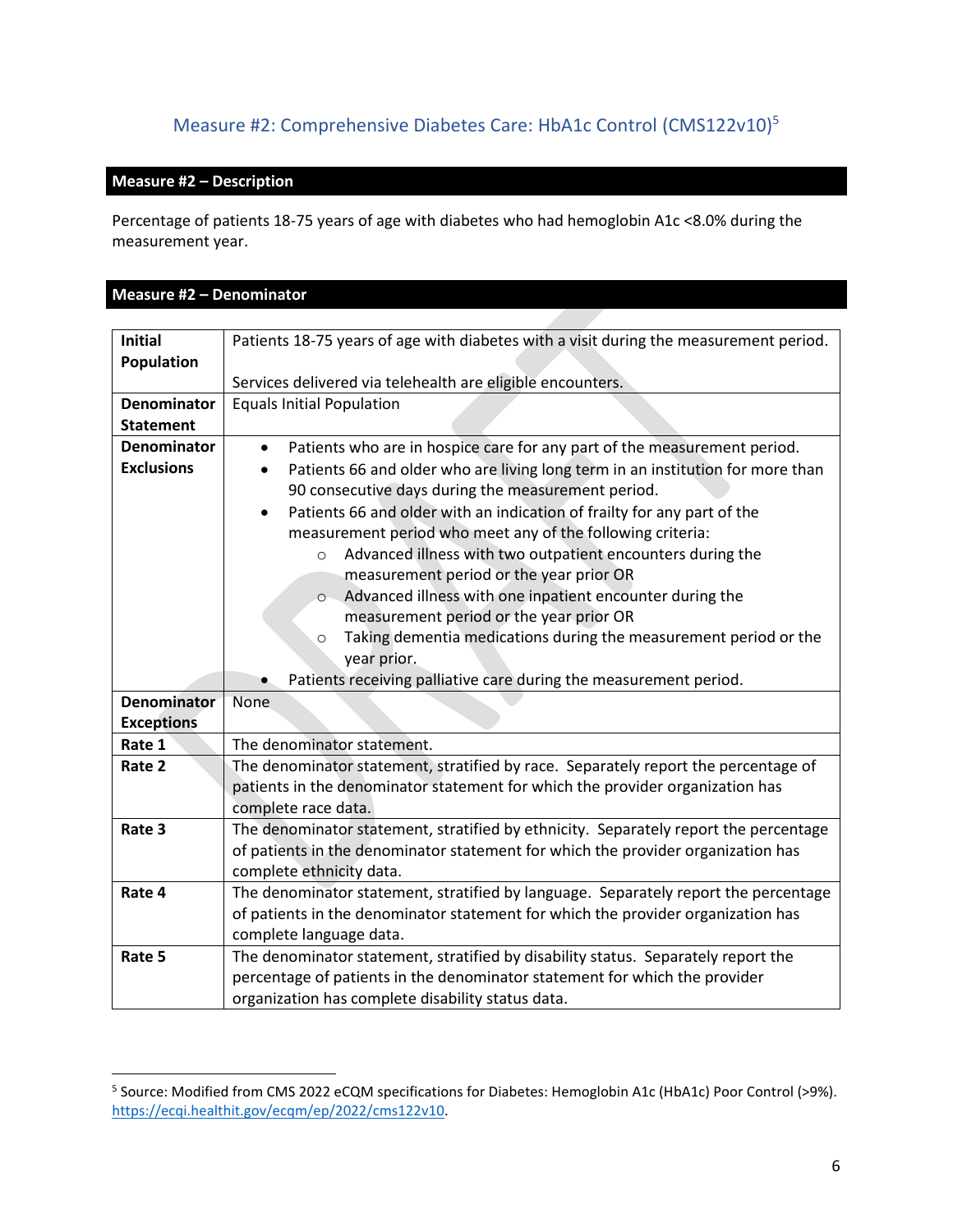## Measure #2: Comprehensive Diabetes Care: HbA1c Control (CMS122v10)[5]

### Measure #2 – Description

Percentage of patients 18-75 years of age with diabetes who had hemoglobin A1c <8.0% during the measurement year.

### Measure #2 – Denominator

| | |
|---|---|
| **Initial Population** | Patients 18-75 years of age with diabetes with a visit during the measurement period.<br><br>Services delivered via telehealth are eligible encounters. |
| **Denominator Statement** | Equals Initial Population |
| **Denominator Exclusions** | • Patients who are in hospice care for any part of the measurement period.<br>• Patients 66 and older who are living long term in an institution for more than 90 consecutive days during the measurement period.<br>• Patients 66 and older with an indication of frailty for any part of the measurement period who meet any of the following criteria:<br>&nbsp;&nbsp;&nbsp;&nbsp;○ Advanced illness with two outpatient encounters during the measurement period or the year prior OR<br>&nbsp;&nbsp;&nbsp;&nbsp;○ Advanced illness with one inpatient encounter during the measurement period or the year prior OR<br>&nbsp;&nbsp;&nbsp;&nbsp;○ Taking dementia medications during the measurement period or the year prior.<br>• Patients receiving palliative care during the measurement period. |
| **Denominator Exceptions** | None |
| **Rate 1** | The denominator statement. |
| **Rate 2** | The denominator statement, stratified by race. Separately report the percentage of patients in the denominator statement for which the provider organization has complete race data. |
| **Rate 3** | The denominator statement, stratified by ethnicity. Separately report the percentage of patients in the denominator statement for which the provider organization has complete ethnicity data. |
| **Rate 4** | The denominator statement, stratified by language. Separately report the percentage of patients in the denominator statement for which the provider organization has complete language data. |
| **Rate 5** | The denominator statement, stratified by disability status. Separately report the percentage of patients in the denominator statement for which the provider organization has complete disability status data. |

[5] Source: Modified from CMS 2022 eCQM specifications for Diabetes: Hemoglobin A1c (HbA1c) Poor Control (>9%). https://ecqi.healthit.gov/ecqm/ep/2022/cms122v10.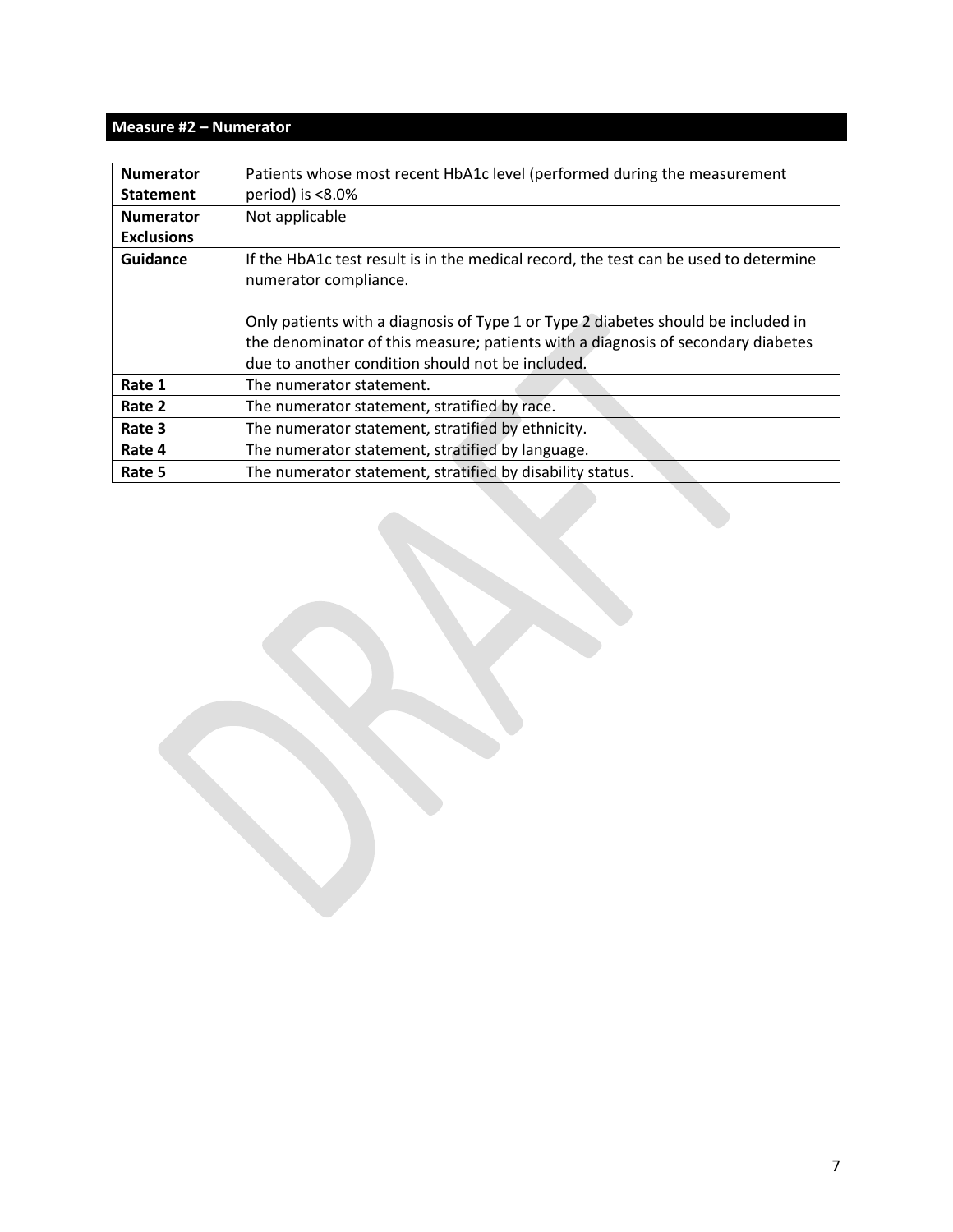## Measure #2 – Numerator

| | |
|---|---|
| **Numerator Statement** | Patients whose most recent HbA1c level (performed during the measurement period) is <8.0% |
| **Numerator Exclusions** | Not applicable |
| **Guidance** | If the HbA1c test result is in the medical record, the test can be used to determine numerator compliance.<br><br>Only patients with a diagnosis of Type 1 or Type 2 diabetes should be included in the denominator of this measure; patients with a diagnosis of secondary diabetes due to another condition should not be included. |
| **Rate 1** | The numerator statement. |
| **Rate 2** | The numerator statement, stratified by race. |
| **Rate 3** | The numerator statement, stratified by ethnicity. |
| **Rate 4** | The numerator statement, stratified by language. |
| **Rate 5** | The numerator statement, stratified by disability status. |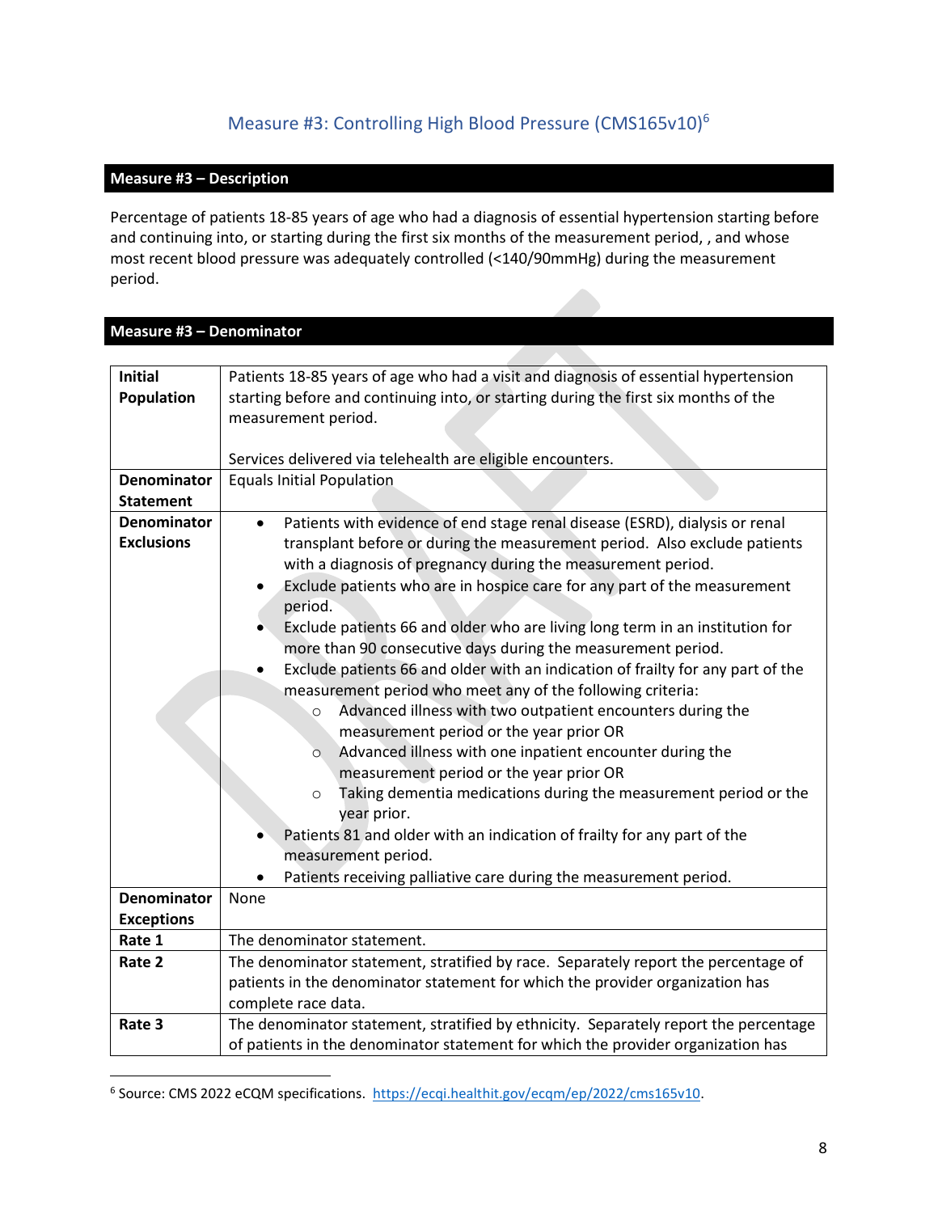## Measure #3: Controlling High Blood Pressure (CMS165v10)[6]

### Measure #3 – Description

Percentage of patients 18-85 years of age who had a diagnosis of essential hypertension starting before and continuing into, or starting during the first six months of the measurement period, , and whose most recent blood pressure was adequately controlled (<140/90mmHg) during the measurement period.

### Measure #3 – Denominator

| | |
|---|---|
| **Initial Population** | Patients 18-85 years of age who had a visit and diagnosis of essential hypertension starting before and continuing into, or starting during the first six months of the measurement period.<br><br>Services delivered via telehealth are eligible encounters. |
| **Denominator Statement** | Equals Initial Population |
| **Denominator Exclusions** | • Patients with evidence of end stage renal disease (ESRD), dialysis or renal transplant before or during the measurement period. Also exclude patients with a diagnosis of pregnancy during the measurement period.<br>• Exclude patients who are in hospice care for any part of the measurement period.<br>• Exclude patients 66 and older who are living long term in an institution for more than 90 consecutive days during the measurement period.<br>• Exclude patients 66 and older with an indication of frailty for any part of the measurement period who meet any of the following criteria:<br>  ○ Advanced illness with two outpatient encounters during the measurement period or the year prior OR<br>  ○ Advanced illness with one inpatient encounter during the measurement period or the year prior OR<br>  ○ Taking dementia medications during the measurement period or the year prior.<br>• Patients 81 and older with an indication of frailty for any part of the measurement period.<br>• Patients receiving palliative care during the measurement period. |
| **Denominator Exceptions** | None |
| **Rate 1** | The denominator statement. |
| **Rate 2** | The denominator statement, stratified by race. Separately report the percentage of patients in the denominator statement for which the provider organization has complete race data. |
| **Rate 3** | The denominator statement, stratified by ethnicity. Separately report the percentage of patients in the denominator statement for which the provider organization has |

[6] Source: CMS 2022 eCQM specifications. https://ecqi.healthit.gov/ecqm/ep/2022/cms165v10.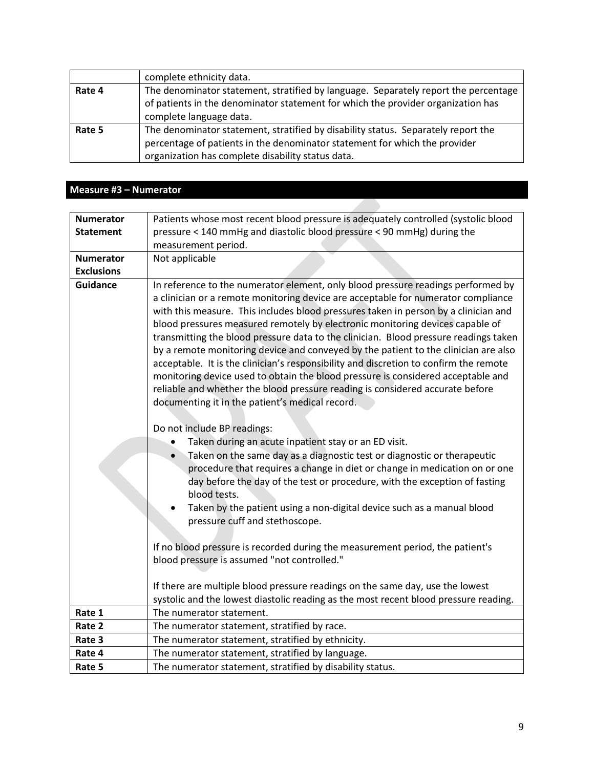| | |
|---|---|
| | complete ethnicity data. |
| **Rate 4** | The denominator statement, stratified by language. Separately report the percentage of patients in the denominator statement for which the provider organization has complete language data. |
| **Rate 5** | The denominator statement, stratified by disability status. Separately report the percentage of patients in the denominator statement for which the provider organization has complete disability status data. |

## Measure #3 – Numerator

| | |
|---|---|
| **Numerator Statement** | Patients whose most recent blood pressure is adequately controlled (systolic blood pressure < 140 mmHg and diastolic blood pressure < 90 mmHg) during the measurement period. |
| **Numerator Exclusions** | Not applicable |
| **Guidance** | In reference to the numerator element, only blood pressure readings performed by a clinician or a remote monitoring device are acceptable for numerator compliance with this measure. This includes blood pressures taken in person by a clinician and blood pressures measured remotely by electronic monitoring devices capable of transmitting the blood pressure data to the clinician. Blood pressure readings taken by a remote monitoring device and conveyed by the patient to the clinician are also acceptable. It is the clinician's responsibility and discretion to confirm the remote monitoring device used to obtain the blood pressure is considered acceptable and reliable and whether the blood pressure reading is considered accurate before documenting it in the patient's medical record.<br><br>Do not include BP readings:<br>• Taken during an acute inpatient stay or an ED visit.<br>• Taken on the same day as a diagnostic test or diagnostic or therapeutic procedure that requires a change in diet or change in medication on or one day before the day of the test or procedure, with the exception of fasting blood tests.<br>• Taken by the patient using a non-digital device such as a manual blood pressure cuff and stethoscope.<br><br>If no blood pressure is recorded during the measurement period, the patient's blood pressure is assumed "not controlled."<br><br>If there are multiple blood pressure readings on the same day, use the lowest systolic and the lowest diastolic reading as the most recent blood pressure reading. |
| **Rate 1** | The numerator statement. |
| **Rate 2** | The numerator statement, stratified by race. |
| **Rate 3** | The numerator statement, stratified by ethnicity. |
| **Rate 4** | The numerator statement, stratified by language. |
| **Rate 5** | The numerator statement, stratified by disability status. |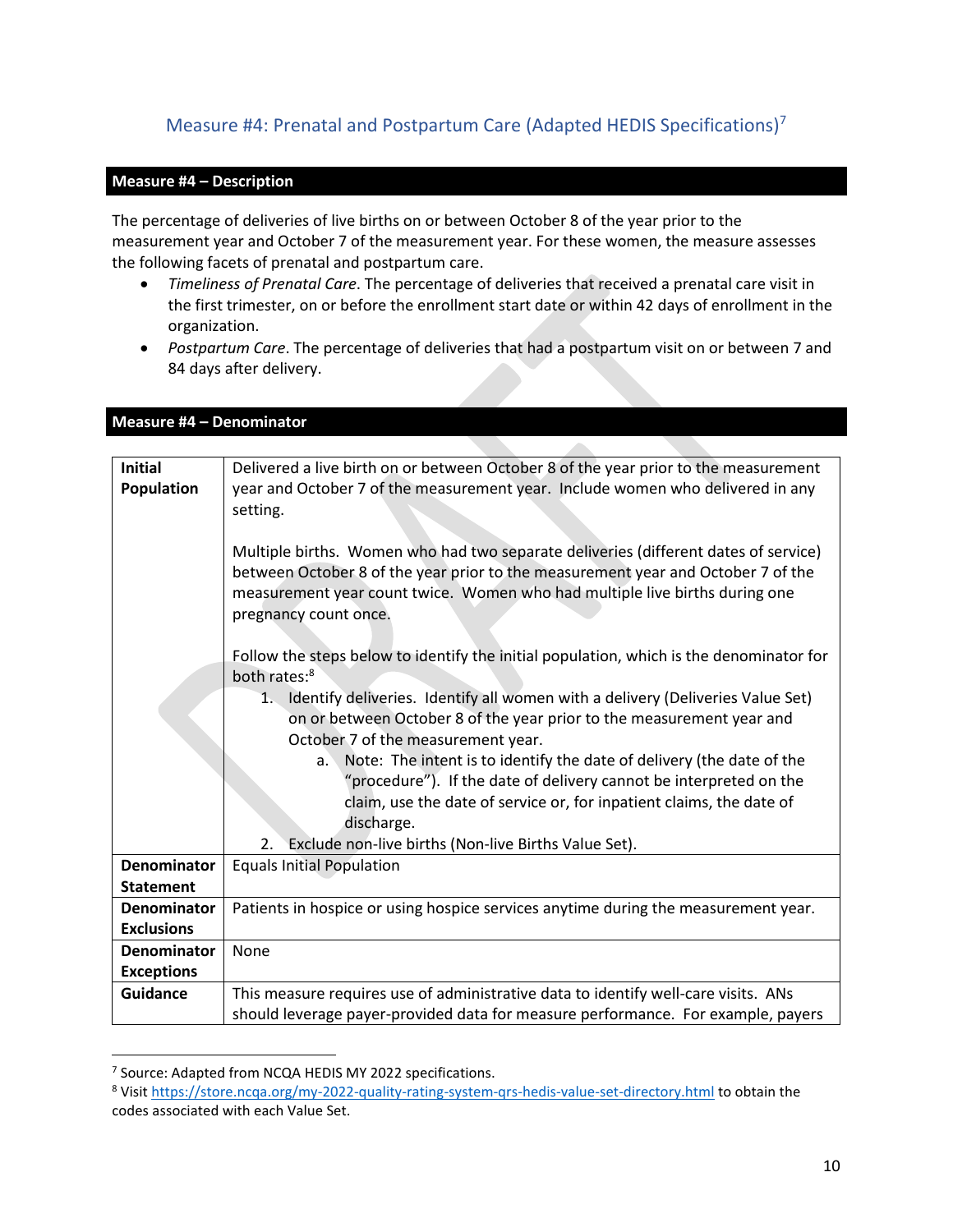## Measure #4: Prenatal and Postpartum Care (Adapted HEDIS Specifications)[7]

**Measure #4 – Description**

The percentage of deliveries of live births on or between October 8 of the year prior to the measurement year and October 7 of the measurement year. For these women, the measure assesses the following facets of prenatal and postpartum care.

- *Timeliness of Prenatal Care*. The percentage of deliveries that received a prenatal care visit in the first trimester, on or before the enrollment start date or within 42 days of enrollment in the organization.
- *Postpartum Care*. The percentage of deliveries that had a postpartum visit on or between 7 and 84 days after delivery.

**Measure #4 – Denominator**

| | |
|---|---|
| **Initial Population** | Delivered a live birth on or between October 8 of the year prior to the measurement year and October 7 of the measurement year. Include women who delivered in any setting.<br><br>Multiple births. Women who had two separate deliveries (different dates of service) between October 8 of the year prior to the measurement year and October 7 of the measurement year count twice. Women who had multiple live births during one pregnancy count once.<br><br>Follow the steps below to identify the initial population, which is the denominator for both rates:[8]<br>1. Identify deliveries. Identify all women with a delivery (Deliveries Value Set) on or between October 8 of the year prior to the measurement year and October 7 of the measurement year.<br>&nbsp;&nbsp;&nbsp;&nbsp;a. Note: The intent is to identify the date of delivery (the date of the "procedure"). If the date of delivery cannot be interpreted on the claim, use the date of service or, for inpatient claims, the date of discharge.<br>2. Exclude non-live births (Non-live Births Value Set). |
| **Denominator Statement** | Equals Initial Population |
| **Denominator Exclusions** | Patients in hospice or using hospice services anytime during the measurement year. |
| **Denominator Exceptions** | None |
| **Guidance** | This measure requires use of administrative data to identify well-care visits. ANs should leverage payer-provided data for measure performance. For example, payers |

[7] Source: Adapted from NCQA HEDIS MY 2022 specifications.

[8] Visit https://store.ncqa.org/my-2022-quality-rating-system-qrs-hedis-value-set-directory.html to obtain the codes associated with each Value Set.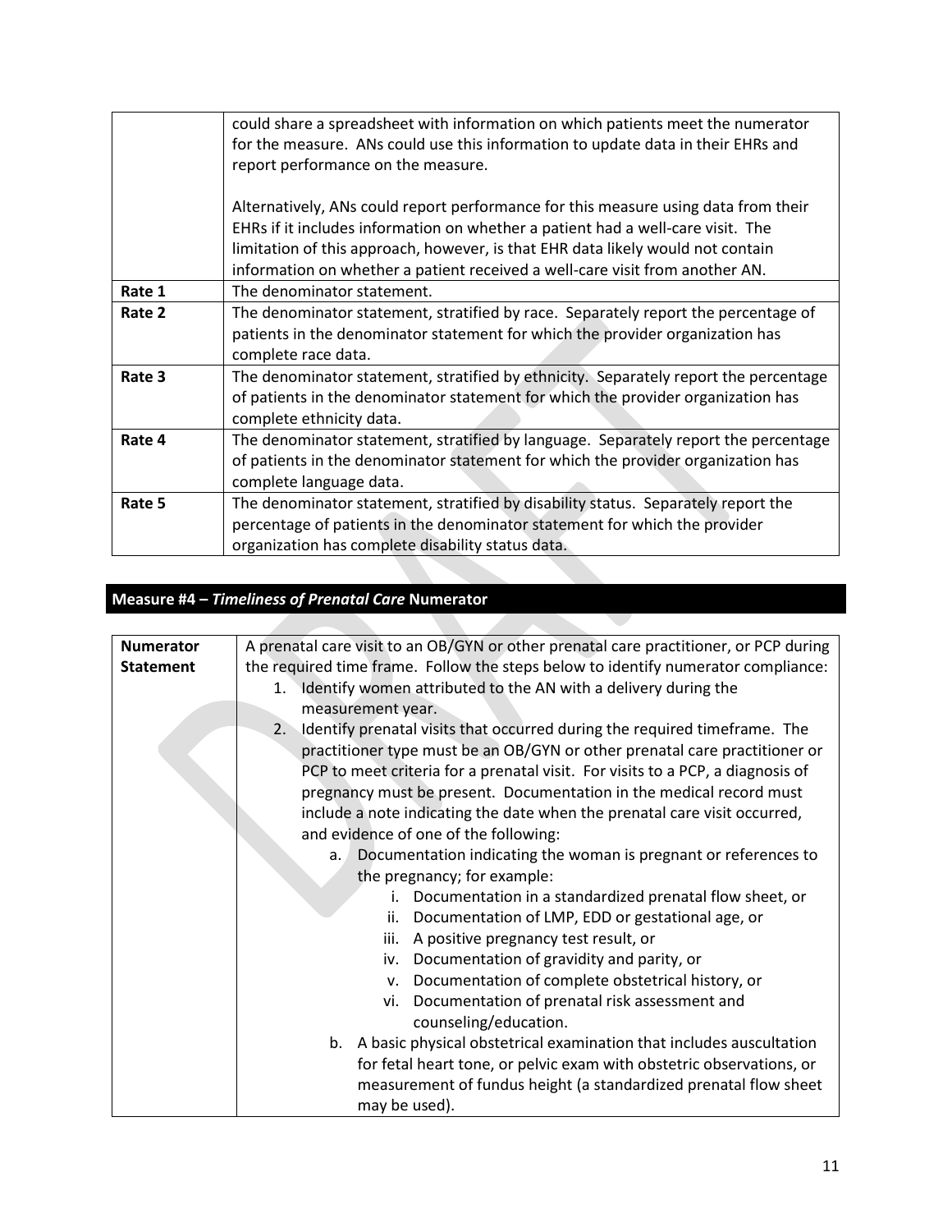| | |
|---|---|
| | could share a spreadsheet with information on which patients meet the numerator for the measure. ANs could use this information to update data in their EHRs and report performance on the measure.<br><br>Alternatively, ANs could report performance for this measure using data from their EHRs if it includes information on whether a patient had a well-care visit. The limitation of this approach, however, is that EHR data likely would not contain information on whether a patient received a well-care visit from another AN. |
| **Rate 1** | The denominator statement. |
| **Rate 2** | The denominator statement, stratified by race. Separately report the percentage of patients in the denominator statement for which the provider organization has complete race data. |
| **Rate 3** | The denominator statement, stratified by ethnicity. Separately report the percentage of patients in the denominator statement for which the provider organization has complete ethnicity data. |
| **Rate 4** | The denominator statement, stratified by language. Separately report the percentage of patients in the denominator statement for which the provider organization has complete language data. |
| **Rate 5** | The denominator statement, stratified by disability status. Separately report the percentage of patients in the denominator statement for which the provider organization has complete disability status data. |

## Measure #4 – *Timeliness of Prenatal Care* Numerator

| | |
|---|---|
| **Numerator Statement** | A prenatal care visit to an OB/GYN or other prenatal care practitioner, or PCP during the required time frame. Follow the steps below to identify numerator compliance:<br>1. Identify women attributed to the AN with a delivery during the measurement year.<br>2. Identify prenatal visits that occurred during the required timeframe. The practitioner type must be an OB/GYN or other prenatal care practitioner or PCP to meet criteria for a prenatal visit. For visits to a PCP, a diagnosis of pregnancy must be present. Documentation in the medical record must include a note indicating the date when the prenatal care visit occurred, and evidence of one of the following:<br>&nbsp;&nbsp;&nbsp;a. Documentation indicating the woman is pregnant or references to the pregnancy; for example:<br>&nbsp;&nbsp;&nbsp;&nbsp;&nbsp;&nbsp;i. Documentation in a standardized prenatal flow sheet, or<br>&nbsp;&nbsp;&nbsp;&nbsp;&nbsp;&nbsp;ii. Documentation of LMP, EDD or gestational age, or<br>&nbsp;&nbsp;&nbsp;&nbsp;&nbsp;&nbsp;iii. A positive pregnancy test result, or<br>&nbsp;&nbsp;&nbsp;&nbsp;&nbsp;&nbsp;iv. Documentation of gravidity and parity, or<br>&nbsp;&nbsp;&nbsp;&nbsp;&nbsp;&nbsp;v. Documentation of complete obstetrical history, or<br>&nbsp;&nbsp;&nbsp;&nbsp;&nbsp;&nbsp;vi. Documentation of prenatal risk assessment and counseling/education.<br>&nbsp;&nbsp;&nbsp;b. A basic physical obstetrical examination that includes auscultation for fetal heart tone, or pelvic exam with obstetric observations, or measurement of fundus height (a standardized prenatal flow sheet may be used). |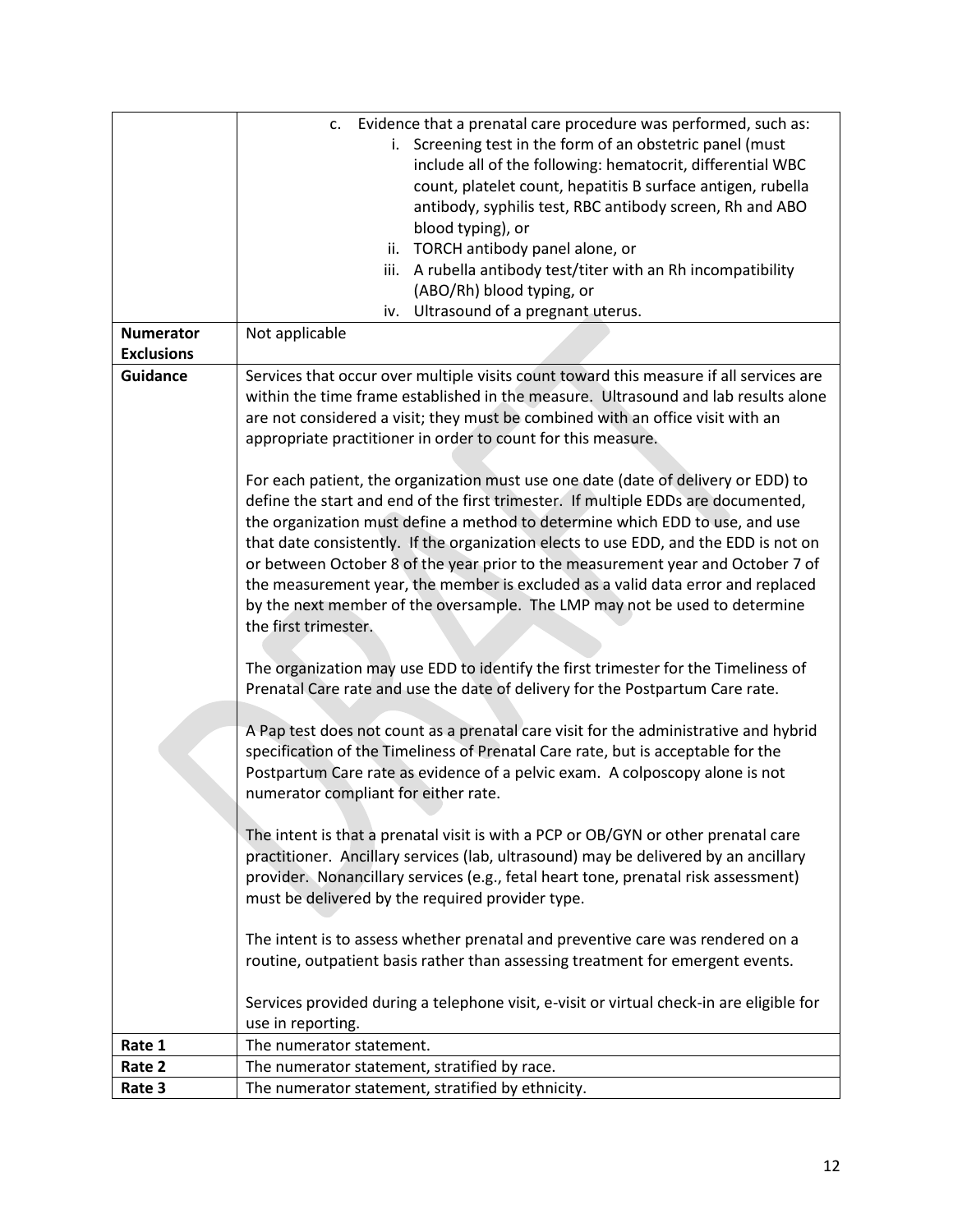| | |
|---|---|
| | c. Evidence that a prenatal care procedure was performed, such as:<br>i. Screening test in the form of an obstetric panel (must include all of the following: hematocrit, differential WBC count, platelet count, hepatitis B surface antigen, rubella antibody, syphilis test, RBC antibody screen, Rh and ABO blood typing), or<br>ii. TORCH antibody panel alone, or<br>iii. A rubella antibody test/titer with an Rh incompatibility (ABO/Rh) blood typing, or<br>iv. Ultrasound of a pregnant uterus. |
| **Numerator Exclusions** | Not applicable |
| **Guidance** | Services that occur over multiple visits count toward this measure if all services are within the time frame established in the measure. Ultrasound and lab results alone are not considered a visit; they must be combined with an office visit with an appropriate practitioner in order to count for this measure.<br><br>For each patient, the organization must use one date (date of delivery or EDD) to define the start and end of the first trimester. If multiple EDDs are documented, the organization must define a method to determine which EDD to use, and use that date consistently. If the organization elects to use EDD, and the EDD is not on or between October 8 of the year prior to the measurement year and October 7 of the measurement year, the member is excluded as a valid data error and replaced by the next member of the oversample. The LMP may not be used to determine the first trimester.<br><br>The organization may use EDD to identify the first trimester for the Timeliness of Prenatal Care rate and use the date of delivery for the Postpartum Care rate.<br><br>A Pap test does not count as a prenatal care visit for the administrative and hybrid specification of the Timeliness of Prenatal Care rate, but is acceptable for the Postpartum Care rate as evidence of a pelvic exam. A colposcopy alone is not numerator compliant for either rate.<br><br>The intent is that a prenatal visit is with a PCP or OB/GYN or other prenatal care practitioner. Ancillary services (lab, ultrasound) may be delivered by an ancillary provider. Nonancillary services (e.g., fetal heart tone, prenatal risk assessment) must be delivered by the required provider type.<br><br>The intent is to assess whether prenatal and preventive care was rendered on a routine, outpatient basis rather than assessing treatment for emergent events.<br><br>Services provided during a telephone visit, e-visit or virtual check-in are eligible for use in reporting. |
| **Rate 1** | The numerator statement. |
| **Rate 2** | The numerator statement, stratified by race. |
| **Rate 3** | The numerator statement, stratified by ethnicity. |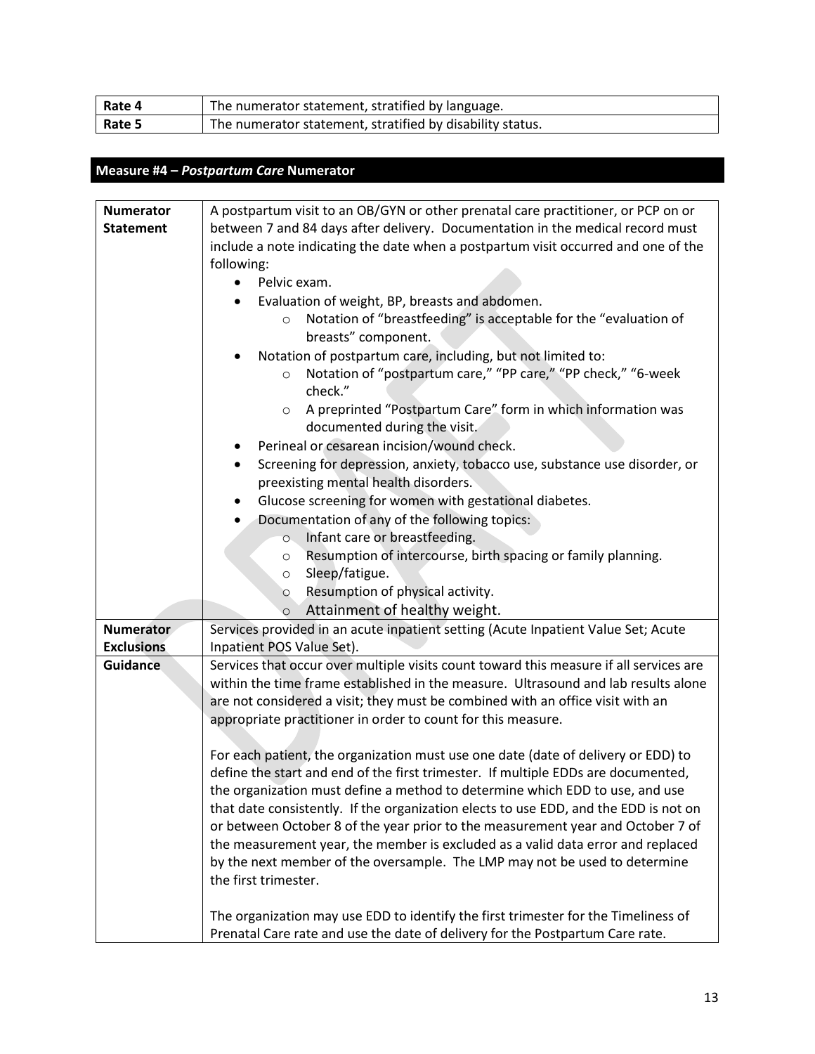| Rate 4 | The numerator statement, stratified by language. |
|---|---|
| Rate 5 | The numerator statement, stratified by disability status. |

## Measure #4 – *Postpartum Care* Numerator

| | |
|---|---|
| **Numerator Statement** | A postpartum visit to an OB/GYN or other prenatal care practitioner, or PCP on or between 7 and 84 days after delivery. Documentation in the medical record must include a note indicating the date when a postpartum visit occurred and one of the following:<br>• Pelvic exam.<br>• Evaluation of weight, BP, breasts and abdomen.<br>&nbsp;&nbsp;&nbsp;&nbsp;○ Notation of "breastfeeding" is acceptable for the "evaluation of breasts" component.<br>• Notation of postpartum care, including, but not limited to:<br>&nbsp;&nbsp;&nbsp;&nbsp;○ Notation of "postpartum care," "PP care," "PP check," "6-week check."<br>&nbsp;&nbsp;&nbsp;&nbsp;○ A preprinted "Postpartum Care" form in which information was documented during the visit.<br>• Perineal or cesarean incision/wound check.<br>• Screening for depression, anxiety, tobacco use, substance use disorder, or preexisting mental health disorders.<br>• Glucose screening for women with gestational diabetes.<br>• Documentation of any of the following topics:<br>&nbsp;&nbsp;&nbsp;&nbsp;○ Infant care or breastfeeding.<br>&nbsp;&nbsp;&nbsp;&nbsp;○ Resumption of intercourse, birth spacing or family planning.<br>&nbsp;&nbsp;&nbsp;&nbsp;○ Sleep/fatigue.<br>&nbsp;&nbsp;&nbsp;&nbsp;○ Resumption of physical activity.<br>&nbsp;&nbsp;&nbsp;&nbsp;○ Attainment of healthy weight. |
| **Numerator Exclusions** | Services provided in an acute inpatient setting (Acute Inpatient Value Set; Acute Inpatient POS Value Set). |
| **Guidance** | Services that occur over multiple visits count toward this measure if all services are within the time frame established in the measure. Ultrasound and lab results alone are not considered a visit; they must be combined with an office visit with an appropriate practitioner in order to count for this measure.<br><br>For each patient, the organization must use one date (date of delivery or EDD) to define the start and end of the first trimester. If multiple EDDs are documented, the organization must define a method to determine which EDD to use, and use that date consistently. If the organization elects to use EDD, and the EDD is not on or between October 8 of the year prior to the measurement year and October 7 of the measurement year, the member is excluded as a valid data error and replaced by the next member of the oversample. The LMP may not be used to determine the first trimester.<br><br>The organization may use EDD to identify the first trimester for the Timeliness of Prenatal Care rate and use the date of delivery for the Postpartum Care rate. |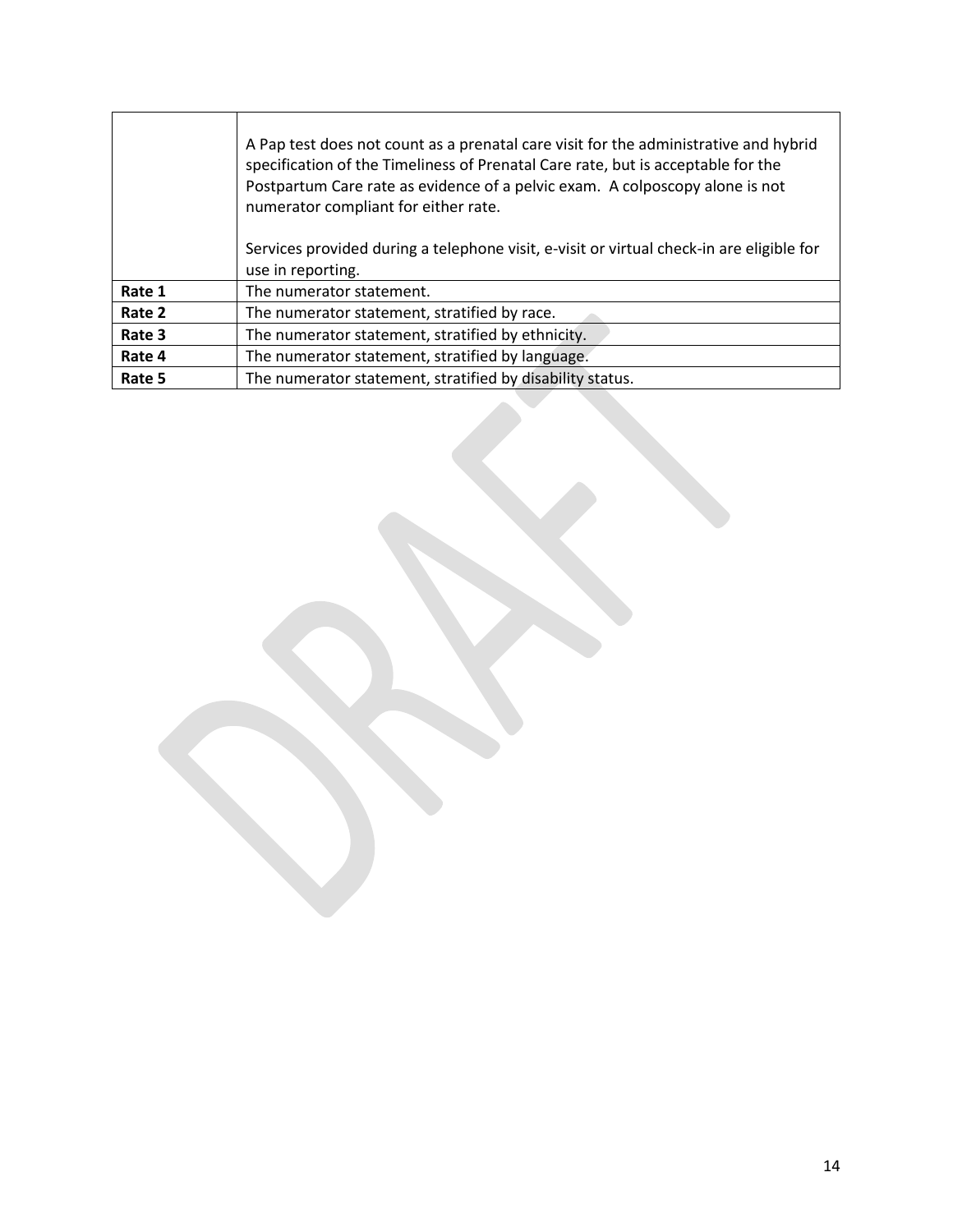| | |
|---|---|
| | A Pap test does not count as a prenatal care visit for the administrative and hybrid specification of the Timeliness of Prenatal Care rate, but is acceptable for the Postpartum Care rate as evidence of a pelvic exam. A colposcopy alone is not numerator compliant for either rate.<br><br>Services provided during a telephone visit, e-visit or virtual check-in are eligible for use in reporting. |
| **Rate 1** | The numerator statement. |
| **Rate 2** | The numerator statement, stratified by race. |
| **Rate 3** | The numerator statement, stratified by ethnicity. |
| **Rate 4** | The numerator statement, stratified by language. |
| **Rate 5** | The numerator statement, stratified by disability status. |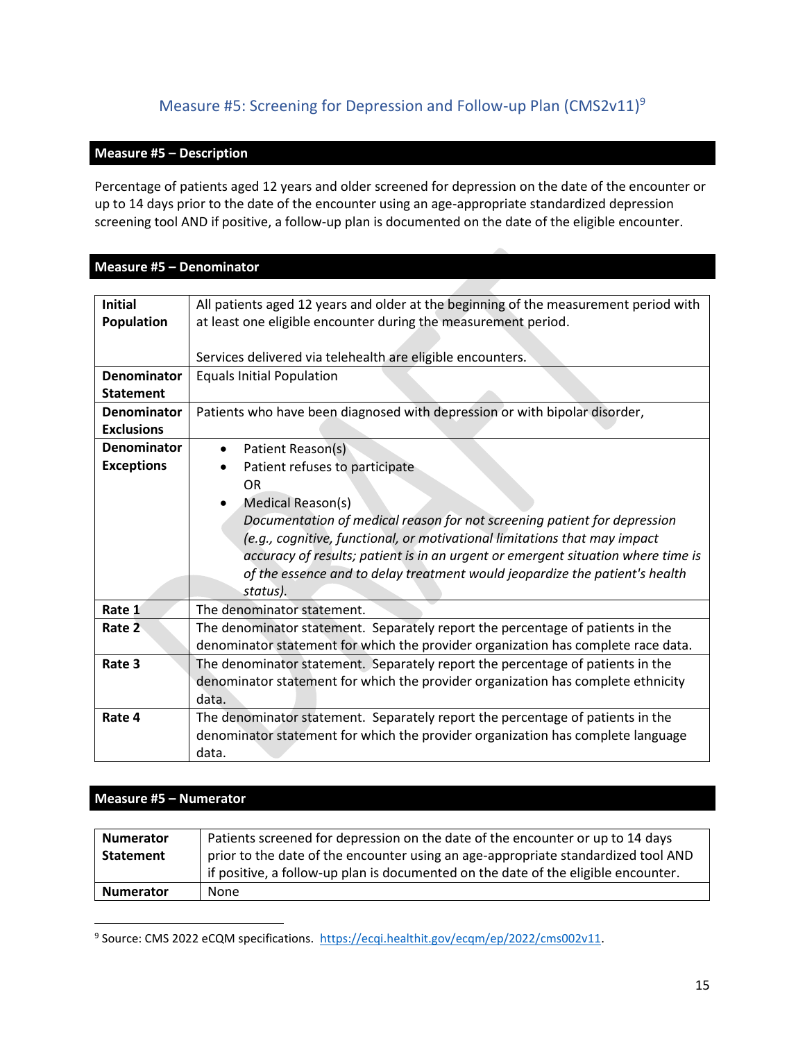## Measure #5: Screening for Depression and Follow-up Plan (CMS2v11)[9]

### Measure #5 – Description

Percentage of patients aged 12 years and older screened for depression on the date of the encounter or up to 14 days prior to the date of the encounter using an age-appropriate standardized depression screening tool AND if positive, a follow-up plan is documented on the date of the eligible encounter.

### Measure #5 – Denominator

| | |
|---|---|
| **Initial Population** | All patients aged 12 years and older at the beginning of the measurement period with at least one eligible encounter during the measurement period.<br><br>Services delivered via telehealth are eligible encounters. |
| **Denominator Statement** | Equals Initial Population |
| **Denominator Exclusions** | Patients who have been diagnosed with depression or with bipolar disorder, |
| **Denominator Exceptions** | • Patient Reason(s)<br>• Patient refuses to participate<br>OR<br>• Medical Reason(s)<br>*Documentation of medical reason for not screening patient for depression (e.g., cognitive, functional, or motivational limitations that may impact accuracy of results; patient is in an urgent or emergent situation where time is of the essence and to delay treatment would jeopardize the patient's health status).* |
| **Rate 1** | The denominator statement. |
| **Rate 2** | The denominator statement. Separately report the percentage of patients in the denominator statement for which the provider organization has complete race data. |
| **Rate 3** | The denominator statement. Separately report the percentage of patients in the denominator statement for which the provider organization has complete ethnicity data. |
| **Rate 4** | The denominator statement. Separately report the percentage of patients in the denominator statement for which the provider organization has complete language data. |

### Measure #5 – Numerator

| | |
|---|---|
| **Numerator Statement** | Patients screened for depression on the date of the encounter or up to 14 days prior to the date of the encounter using an age-appropriate standardized tool AND if positive, a follow-up plan is documented on the date of the eligible encounter. |
| **Numerator** | None |

[9] Source: CMS 2022 eCQM specifications. https://ecqi.healthit.gov/ecqm/ep/2022/cms002v11.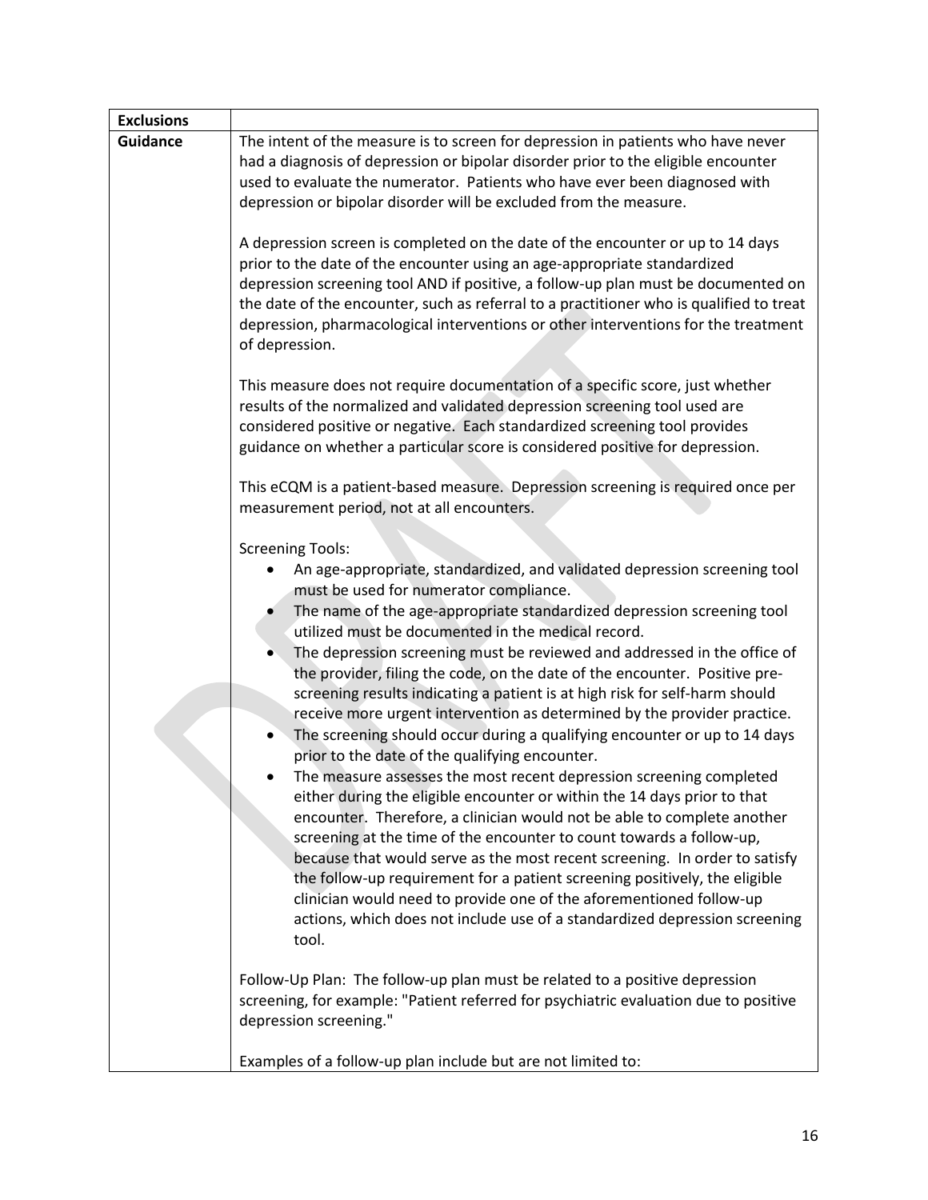| **Exclusions** | |
|---|---|
| **Guidance** | The intent of the measure is to screen for depression in patients who have never had a diagnosis of depression or bipolar disorder prior to the eligible encounter used to evaluate the numerator. Patients who have ever been diagnosed with depression or bipolar disorder will be excluded from the measure.<br><br>A depression screen is completed on the date of the encounter or up to 14 days prior to the date of the encounter using an age-appropriate standardized depression screening tool AND if positive, a follow-up plan must be documented on the date of the encounter, such as referral to a practitioner who is qualified to treat depression, pharmacological interventions or other interventions for the treatment of depression.<br><br>This measure does not require documentation of a specific score, just whether results of the normalized and validated depression screening tool used are considered positive or negative. Each standardized screening tool provides guidance on whether a particular score is considered positive for depression.<br><br>This eCQM is a patient-based measure. Depression screening is required once per measurement period, not at all encounters.<br><br>Screening Tools:<br>• An age-appropriate, standardized, and validated depression screening tool must be used for numerator compliance.<br>• The name of the age-appropriate standardized depression screening tool utilized must be documented in the medical record.<br>• The depression screening must be reviewed and addressed in the office of the provider, filing the code, on the date of the encounter. Positive pre-screening results indicating a patient is at high risk for self-harm should receive more urgent intervention as determined by the provider practice.<br>• The screening should occur during a qualifying encounter or up to 14 days prior to the date of the qualifying encounter.<br>• The measure assesses the most recent depression screening completed either during the eligible encounter or within the 14 days prior to that encounter. Therefore, a clinician would not be able to complete another screening at the time of the encounter to count towards a follow-up, because that would serve as the most recent screening. In order to satisfy the follow-up requirement for a patient screening positively, the eligible clinician would need to provide one of the aforementioned follow-up actions, which does not include use of a standardized depression screening tool.<br><br>Follow-Up Plan: The follow-up plan must be related to a positive depression screening, for example: "Patient referred for psychiatric evaluation due to positive depression screening."<br><br>Examples of a follow-up plan include but are not limited to: |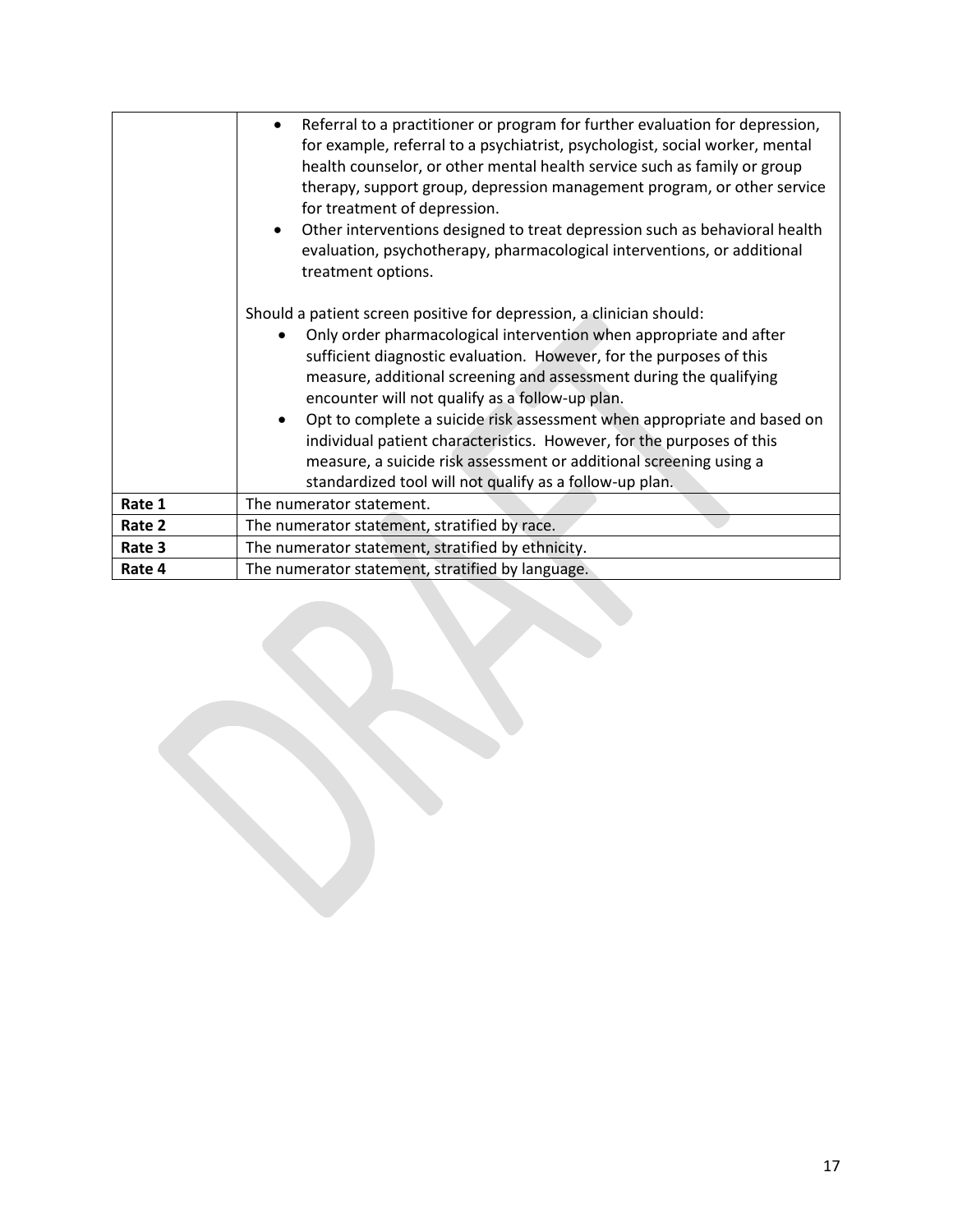| | |
|---|---|
| | • Referral to a practitioner or program for further evaluation for depression, for example, referral to a psychiatrist, psychologist, social worker, mental health counselor, or other mental health service such as family or group therapy, support group, depression management program, or other service for treatment of depression.<br>• Other interventions designed to treat depression such as behavioral health evaluation, psychotherapy, pharmacological interventions, or additional treatment options.<br><br>Should a patient screen positive for depression, a clinician should:<br>• Only order pharmacological intervention when appropriate and after sufficient diagnostic evaluation. However, for the purposes of this measure, additional screening and assessment during the qualifying encounter will not qualify as a follow-up plan.<br>• Opt to complete a suicide risk assessment when appropriate and based on individual patient characteristics. However, for the purposes of this measure, a suicide risk assessment or additional screening using a standardized tool will not qualify as a follow-up plan. |
| **Rate 1** | The numerator statement. |
| **Rate 2** | The numerator statement, stratified by race. |
| **Rate 3** | The numerator statement, stratified by ethnicity. |
| **Rate 4** | The numerator statement, stratified by language. |